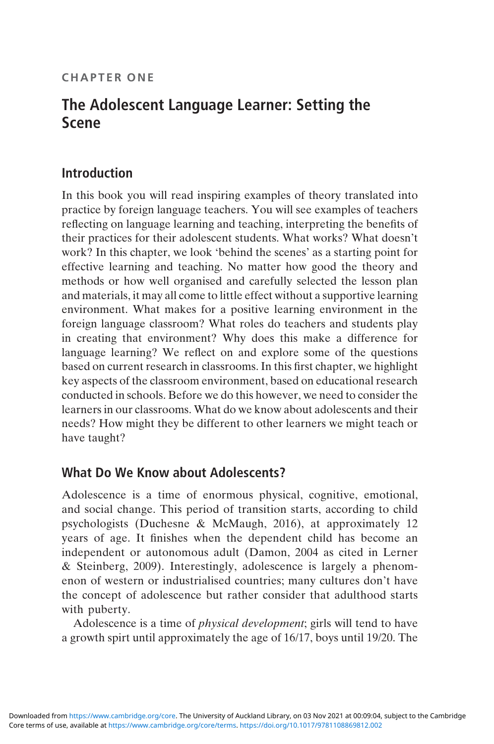CHAPTER ONE

# The Adolescent Language Learner: Setting the Scene

## Introduction

In this book you will read inspiring examples of theory translated into practice by foreign language teachers. You will see examples of teachers reflecting on language learning and teaching, interpreting the benefits of their practices for their adolescent students. What works? What doesn't work? In this chapter, we look 'behind the scenes' as a starting point for effective learning and teaching. No matter how good the theory and methods or how well organised and carefully selected the lesson plan and materials, it may all come to little effect without a supportive learning environment. What makes for a positive learning environment in the foreign language classroom? What roles do teachers and students play in creating that environment? Why does this make a difference for language learning? We reflect on and explore some of the questions based on current research in classrooms. In this first chapter, we highlight key aspects of the classroom environment, based on educational research conducted in schools. Before we do this however, we need to consider the learners in our classrooms. What do we know about adolescents and their needs? How might they be different to other learners we might teach or have taught?

## What Do We Know about Adolescents?

Adolescence is a time of enormous physical, cognitive, emotional, and social change. This period of transition starts, according to child psychologists (Duchesne & McMaugh, 2016), at approximately 12 years of age. It finishes when the dependent child has become an independent or autonomous adult (Damon, 2004 as cited in Lerner & Steinberg, 2009). Interestingly, adolescence is largely a phenomenon of western or industrialised countries; many cultures don't have the concept of adolescence but rather consider that adulthood starts with puberty.

Adolescence is a time of *physical development*; girls will tend to have a growth spirt until approximately the age of 16/17, boys until 19/20. The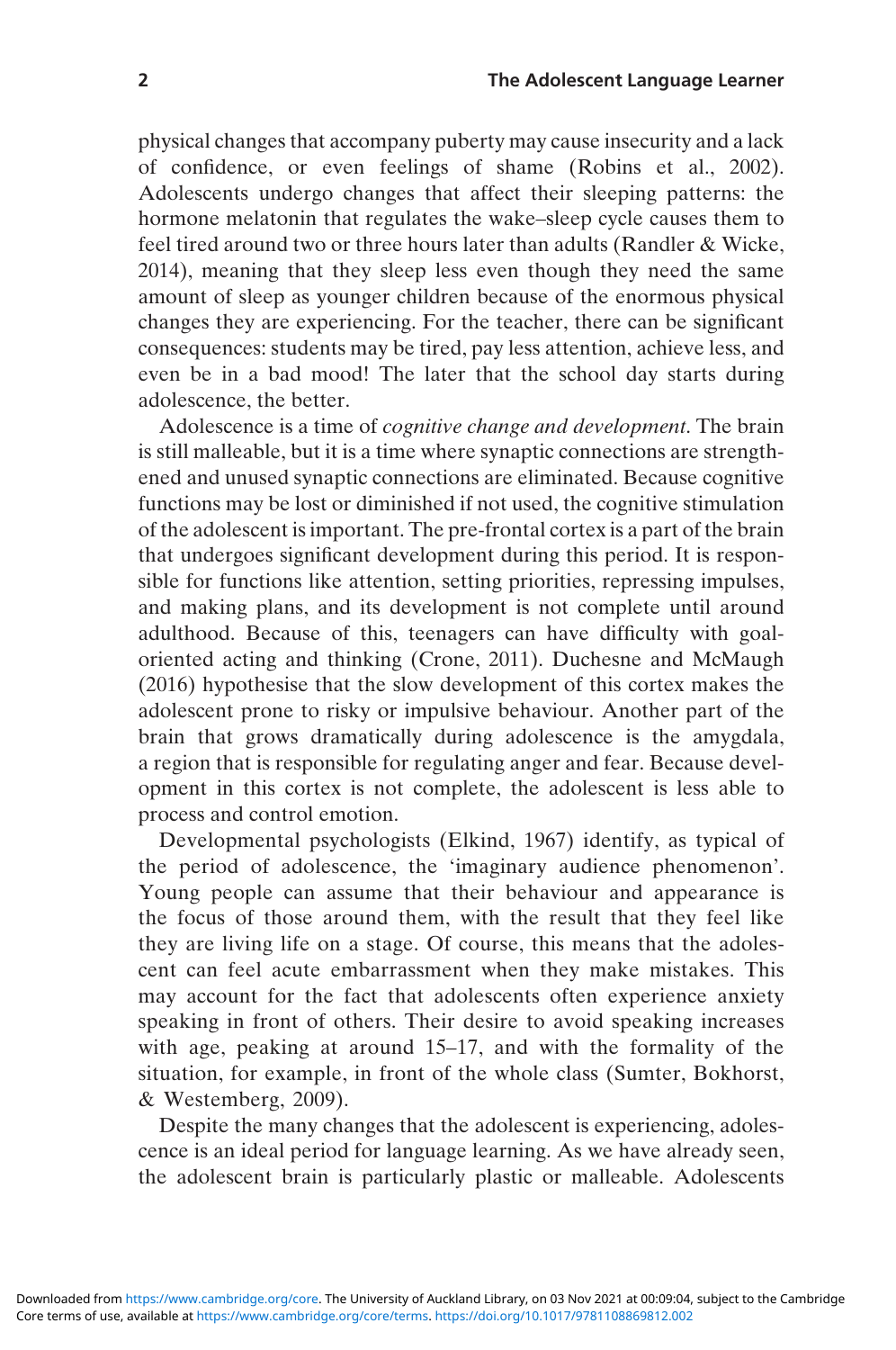physical changes that accompany puberty may cause insecurity and a lack of confidence, or even feelings of shame (Robins et al., 2002). Adolescents undergo changes that affect their sleeping patterns: the hormone melatonin that regulates the wake–sleep cycle causes them to feel tired around two or three hours later than adults (Randler & Wicke, 2014), meaning that they sleep less even though they need the same amount of sleep as younger children because of the enormous physical changes they are experiencing. For the teacher, there can be significant consequences: students may be tired, pay less attention, achieve less, and even be in a bad mood! The later that the school day starts during adolescence, the better.

Adolescence is a time of *cognitive change and development*. The brain is still malleable, but it is a time where synaptic connections are strengthened and unused synaptic connections are eliminated. Because cognitive functions may be lost or diminished if not used, the cognitive stimulation of the adolescent is important. The pre-frontal cortex is a part of the brain that undergoes significant development during this period. It is responsible for functions like attention, setting priorities, repressing impulses, and making plans, and its development is not complete until around adulthood. Because of this, teenagers can have difficulty with goal-oriented acting and thinking (Crone, 2011). Duchesne and McMaugh (2016) hypothesise that the slow development of this cortex makes the adolescent prone to risky or impulsive behaviour. Another part of the brain that grows dramatically during adolescence is the amygdala, a region that is responsible for regulating anger and fear. Because development in this cortex is not complete, the adolescent is less able to process and control emotion.

Developmental psychologists (Elkind, 1967) identify, as typical of the period of adolescence, the 'imaginary audience phenomenon'. Young people can assume that their behaviour and appearance is the focus of those around them, with the result that they feel like they are living life on a stage. Of course, this means that the adolescent can feel acute embarrassment when they make mistakes. This may account for the fact that adolescents often experience anxiety speaking in front of others. Their desire to avoid speaking increases with age, peaking at around 15–17, and with the formality of the situation, for example, in front of the whole class (Sumter, Bokhorst, & Westemberg, 2009).

Despite the many changes that the adolescent is experiencing, adolescence is an ideal period for language learning. As we have already seen, the adolescent brain is particularly plastic or malleable. Adolescents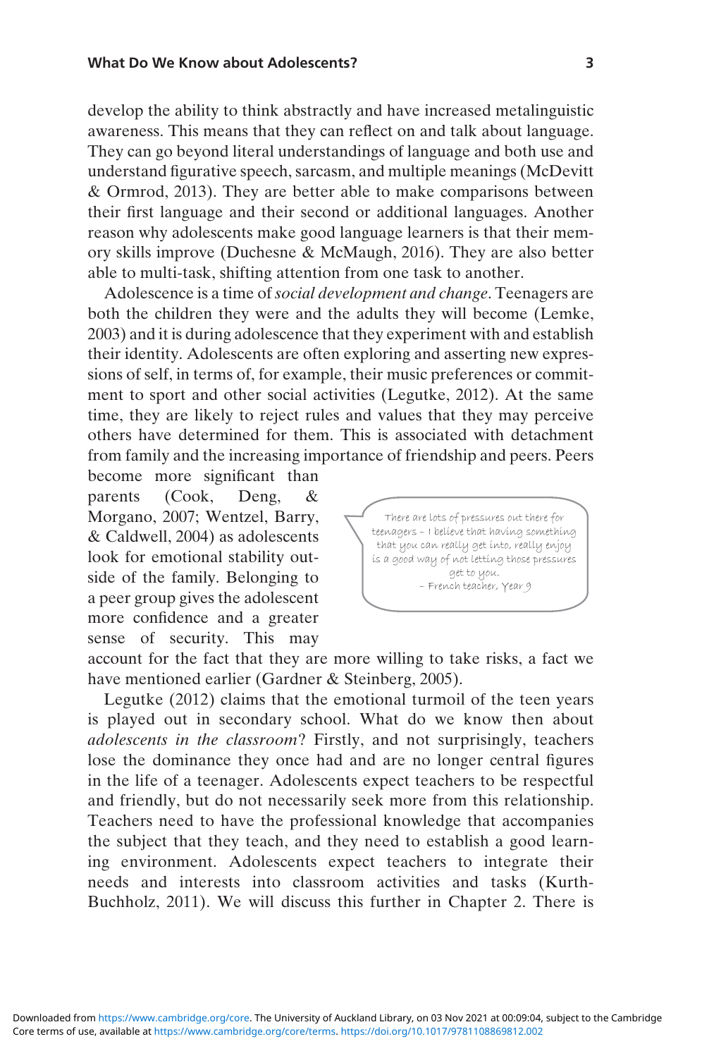develop the ability to think abstractly and have increased metalinguistic awareness. This means that they can reflect on and talk about language. They can go beyond literal understandings of language and both use and understand figurative speech, sarcasm, and multiple meanings (McDevitt & Ormrod, 2013). They are better able to make comparisons between their first language and their second or additional languages. Another reason why adolescents make good language learners is that their memory skills improve (Duchesne & McMaugh, 2016). They are also better able to multi-task, shifting attention from one task to another.

Adolescence is a time of *social development and change*. Teenagers are both the children they were and the adults they will become (Lemke, 2003) and it is during adolescence that they experiment with and establish their identity. Adolescents are often exploring and asserting new expressions of self, in terms of, for example, their music preferences or commitment to sport and other social activities (Legutke, 2012). At the same time, they are likely to reject rules and values that they may perceive others have determined for them. This is associated with detachment from family and the increasing importance of friendship and peers. Peers become more significant than parents (Cook, Deng, & Morgano, 2007; Wentzel, Barry, & Caldwell, 2004) as adolescents look for emotional stability outside of the family. Belonging to a peer group gives the adolescent more confidence and a greater sense of security. This may account for the fact that they are more willing to take risks, a fact we have mentioned earlier (Gardner & Steinberg, 2005).

> There are lots of pressures out there for teenagers – I believe that having something that you can really get into, really enjoy is a good way of not letting those pressures get to you.
> – French teacher, Year 9

Legutke (2012) claims that the emotional turmoil of the teen years is played out in secondary school. What do we know then about *adolescents in the classroom*? Firstly, and not surprisingly, teachers lose the dominance they once had and are no longer central figures in the life of a teenager. Adolescents expect teachers to be respectful and friendly, but do not necessarily seek more from this relationship. Teachers need to have the professional knowledge that accompanies the subject that they teach, and they need to establish a good learning environment. Adolescents expect teachers to integrate their needs and interests into classroom activities and tasks (Kurth-Buchholz, 2011). We will discuss this further in Chapter 2. There is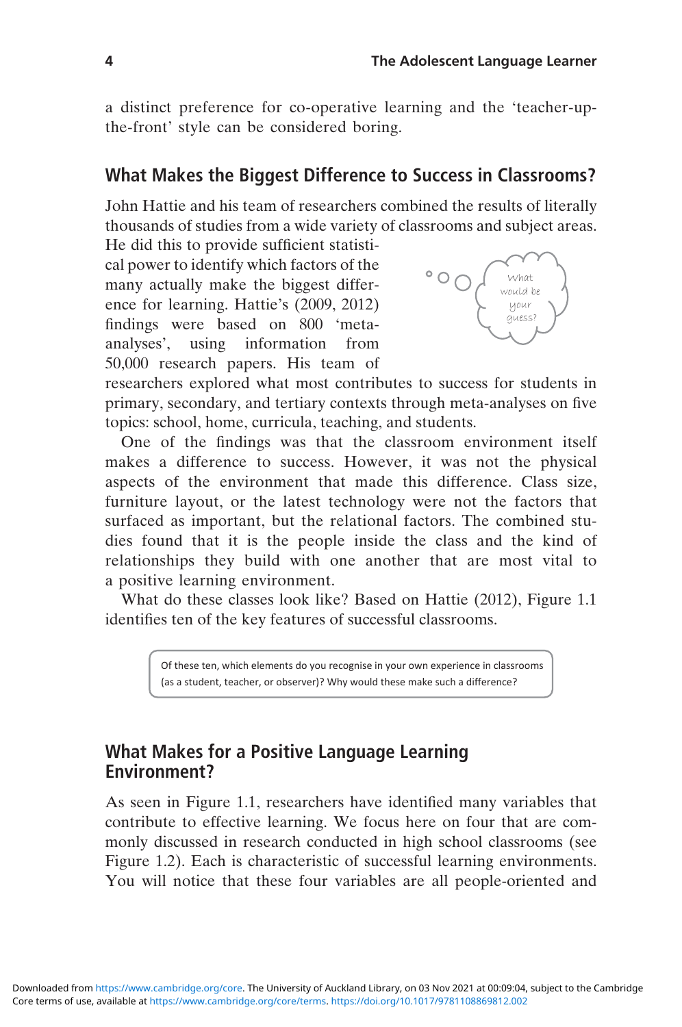a distinct preference for co-operative learning and the 'teacher-up-the-front' style can be considered boring.

## What Makes the Biggest Difference to Success in Classrooms?

John Hattie and his team of researchers combined the results of literally thousands of studies from a wide variety of classrooms and subject areas. He did this to provide sufficient statistical power to identify which factors of the many actually make the biggest difference for learning. Hattie's (2009, 2012) findings were based on 800 'meta-analyses', using information from 50,000 research papers. His team of researchers explored what most contributes to success for students in primary, secondary, and tertiary contexts through meta-analyses on five topics: school, home, curricula, teaching, and students.

What would be your guess?

One of the findings was that the classroom environment itself makes a difference to success. However, it was not the physical aspects of the environment that made this difference. Class size, furniture layout, or the latest technology were not the factors that surfaced as important, but the relational factors. The combined studies found that it is the people inside the class and the kind of relationships they build with one another that are most vital to a positive learning environment.

What do these classes look like? Based on Hattie (2012), Figure 1.1 identifies ten of the key features of successful classrooms.

> Of these ten, which elements do you recognise in your own experience in classrooms (as a student, teacher, or observer)? Why would these make such a difference?

## What Makes for a Positive Language Learning Environment?

As seen in Figure 1.1, researchers have identified many variables that contribute to effective learning. We focus here on four that are commonly discussed in research conducted in high school classrooms (see Figure 1.2). Each is characteristic of successful learning environments. You will notice that these four variables are all people-oriented and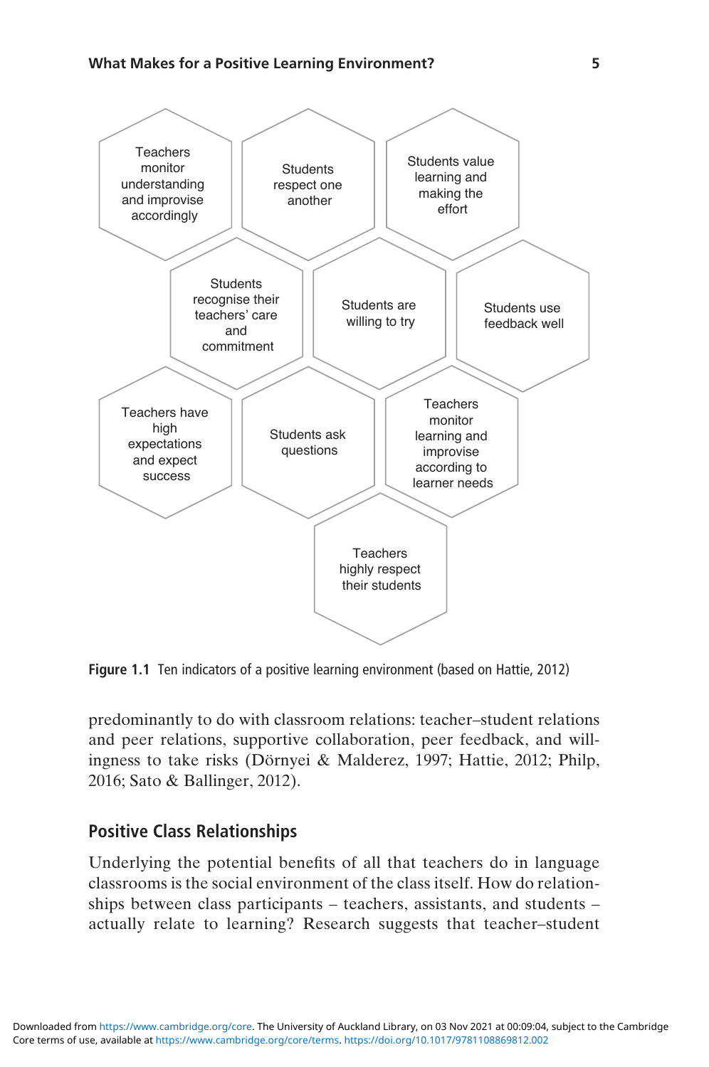Teachers monitor understanding and improvise accordingly

Students respect one another

Students value learning and making the effort

Students recognise their teachers' care and commitment

Students are willing to try

Students use feedback well

Teachers have high expectations and expect success

Students ask questions

Teachers monitor learning and improvise according to learner needs

Teachers highly respect their students

**Figure 1.1** Ten indicators of a positive learning environment (based on Hattie, 2012)

predominantly to do with classroom relations: teacher–student relations and peer relations, supportive collaboration, peer feedback, and willingness to take risks (Dörnyei & Malderez, 1997; Hattie, 2012; Philp, 2016; Sato & Ballinger, 2012).

## Positive Class Relationships

Underlying the potential benefits of all that teachers do in language classrooms is the social environment of the class itself. How do relationships between class participants – teachers, assistants, and students – actually relate to learning? Research suggests that teacher–student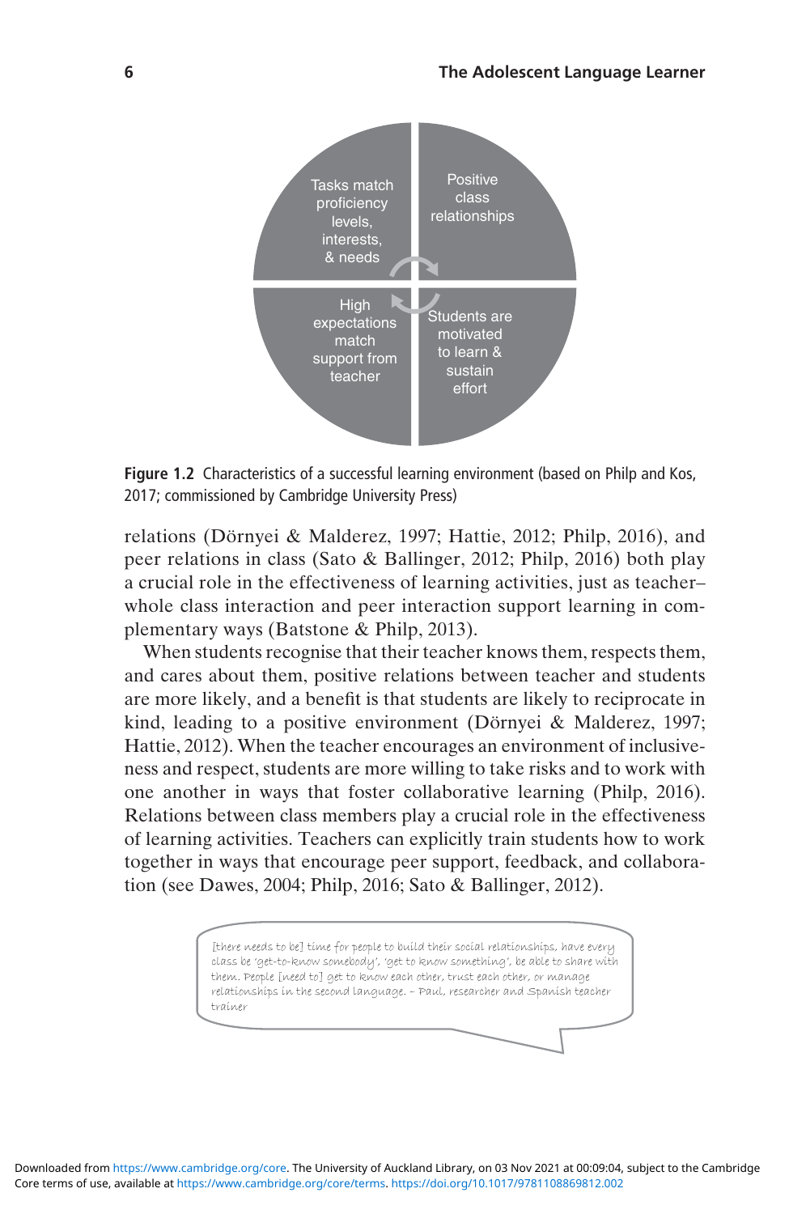Tasks match proficiency levels, interests, & needs

Positive class relationships

High expectations match support from teacher

Students are motivated to learn & sustain effort

**Figure 1.2** Characteristics of a successful learning environment (based on Philp and Kos, 2017; commissioned by Cambridge University Press)

relations (Dörnyei & Malderez, 1997; Hattie, 2012; Philp, 2016), and peer relations in class (Sato & Ballinger, 2012; Philp, 2016) both play a crucial role in the effectiveness of learning activities, just as teacher–whole class interaction and peer interaction support learning in complementary ways (Batstone & Philp, 2013).

When students recognise that their teacher knows them, respects them, and cares about them, positive relations between teacher and students are more likely, and a benefit is that students are likely to reciprocate in kind, leading to a positive environment (Dörnyei & Malderez, 1997; Hattie, 2012). When the teacher encourages an environment of inclusiveness and respect, students are more willing to take risks and to work with one another in ways that foster collaborative learning (Philp, 2016). Relations between class members play a crucial role in the effectiveness of learning activities. Teachers can explicitly train students how to work together in ways that encourage peer support, feedback, and collaboration (see Dawes, 2004; Philp, 2016; Sato & Ballinger, 2012).

> [there needs to be] time for people to build their social relationships, have every class be 'get-to-know somebody', 'get to know something', be able to share with them. People [need to] get to know each other, trust each other, or manage relationships in the second language. – Paul, researcher and Spanish teacher trainer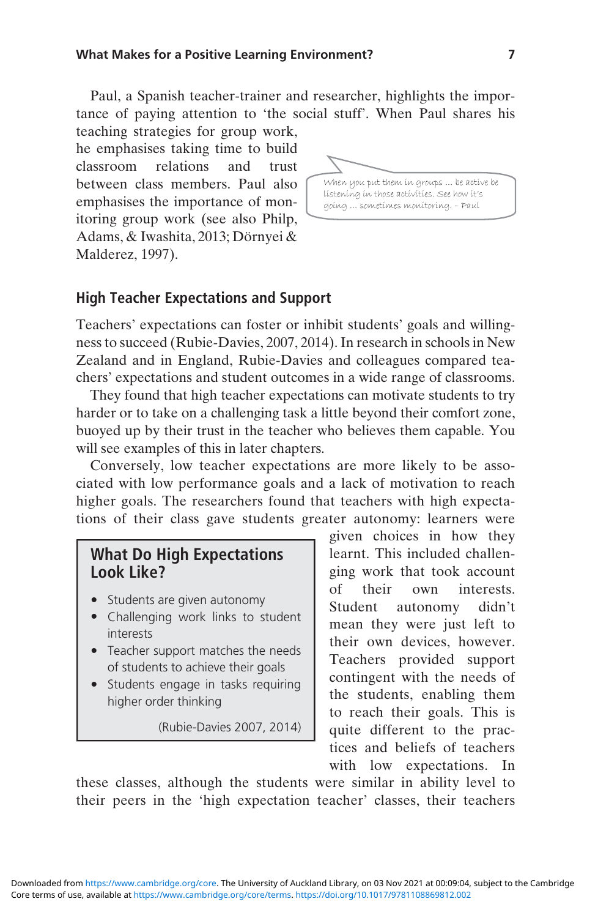Paul, a Spanish teacher-trainer and researcher, highlights the importance of paying attention to 'the social stuff'. When Paul shares his teaching strategies for group work, he emphasises taking time to build classroom relations and trust between class members. Paul also emphasises the importance of monitoring group work (see also Philp, Adams, & Iwashita, 2013; Dörnyei & Malderez, 1997).

> When you put them in groups … be active be listening in those activities. See how it's going … sometimes monitoring. – Paul

## High Teacher Expectations and Support

Teachers' expectations can foster or inhibit students' goals and willingness to succeed (Rubie-Davies, 2007, 2014). In research in schools in New Zealand and in England, Rubie-Davies and colleagues compared teachers' expectations and student outcomes in a wide range of classrooms.

They found that high teacher expectations can motivate students to try harder or to take on a challenging task a little beyond their comfort zone, buoyed up by their trust in the teacher who believes them capable. You will see examples of this in later chapters.

Conversely, low teacher expectations are more likely to be associated with low performance goals and a lack of motivation to reach higher goals. The researchers found that teachers with high expectations of their class gave students greater autonomy: learners were given choices in how they learnt. This included challenging work that took account of their own interests. Student autonomy didn't mean they were just left to their own devices, however. Teachers provided support contingent with the needs of the students, enabling them to reach their goals. This is quite different to the practices and beliefs of teachers with low expectations. In these classes, although the students were similar in ability level to their peers in the 'high expectation teacher' classes, their teachers

> **What Do High Expectations Look Like?**
>
> - Students are given autonomy
> - Challenging work links to student interests
> - Teacher support matches the needs of students to achieve their goals
> - Students engage in tasks requiring higher order thinking
>
> (Rubie-Davies 2007, 2014)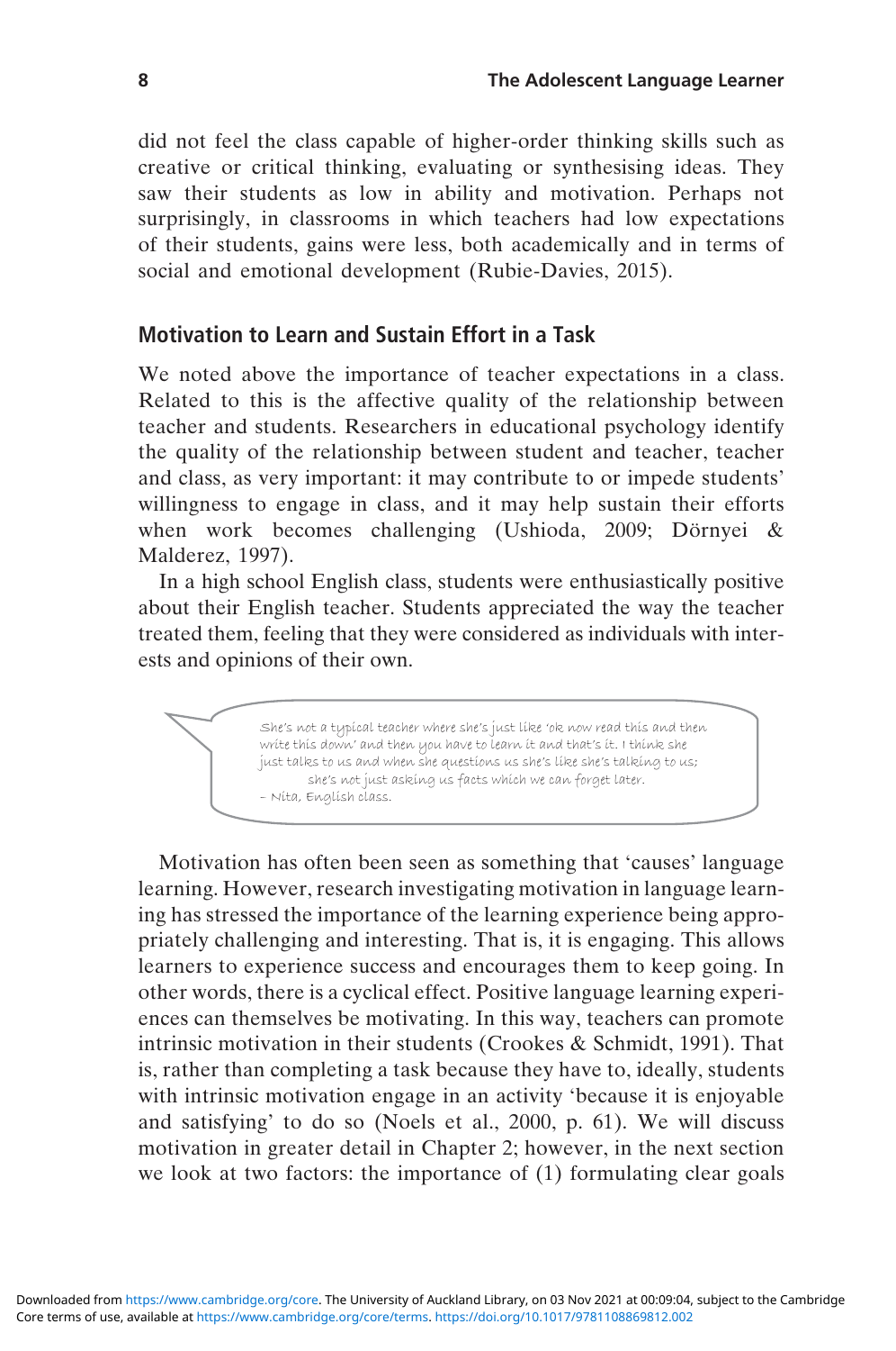did not feel the class capable of higher-order thinking skills such as creative or critical thinking, evaluating or synthesising ideas. They saw their students as low in ability and motivation. Perhaps not surprisingly, in classrooms in which teachers had low expectations of their students, gains were less, both academically and in terms of social and emotional development (Rubie-Davies, 2015).

## Motivation to Learn and Sustain Effort in a Task

We noted above the importance of teacher expectations in a class. Related to this is the affective quality of the relationship between teacher and students. Researchers in educational psychology identify the quality of the relationship between student and teacher, teacher and class, as very important: it may contribute to or impede students' willingness to engage in class, and it may help sustain their efforts when work becomes challenging (Ushioda, 2009; Dörnyei & Malderez, 1997).

In a high school English class, students were enthusiastically positive about their English teacher. Students appreciated the way the teacher treated them, feeling that they were considered as individuals with interests and opinions of their own.

> She's not a typical teacher where she's just like 'ok now read this and then write this down' and then you have to learn it and that's it. I think she just talks to us and when she questions us she's like she's talking to us; she's not just asking us facts which we can forget later.
> – Nita, English class.

Motivation has often been seen as something that 'causes' language learning. However, research investigating motivation in language learning has stressed the importance of the learning experience being appropriately challenging and interesting. That is, it is engaging. This allows learners to experience success and encourages them to keep going. In other words, there is a cyclical effect. Positive language learning experiences can themselves be motivating. In this way, teachers can promote intrinsic motivation in their students (Crookes & Schmidt, 1991). That is, rather than completing a task because they have to, ideally, students with intrinsic motivation engage in an activity 'because it is enjoyable and satisfying' to do so (Noels et al., 2000, p. 61). We will discuss motivation in greater detail in Chapter 2; however, in the next section we look at two factors: the importance of (1) formulating clear goals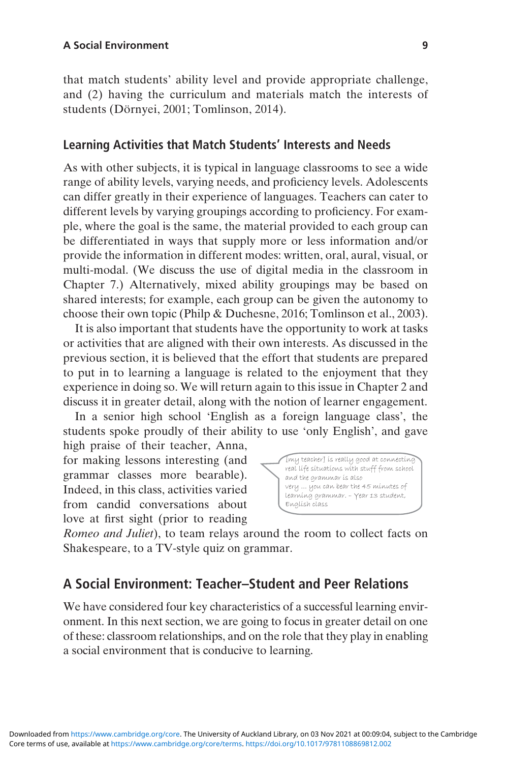that match students' ability level and provide appropriate challenge, and (2) having the curriculum and materials match the interests of students (Dörnyei, 2001; Tomlinson, 2014).

## Learning Activities that Match Students' Interests and Needs

As with other subjects, it is typical in language classrooms to see a wide range of ability levels, varying needs, and proficiency levels. Adolescents can differ greatly in their experience of languages. Teachers can cater to different levels by varying groupings according to proficiency. For example, where the goal is the same, the material provided to each group can be differentiated in ways that supply more or less information and/or provide the information in different modes: written, oral, aural, visual, or multi-modal. (We discuss the use of digital media in the classroom in Chapter 7.) Alternatively, mixed ability groupings may be based on shared interests; for example, each group can be given the autonomy to choose their own topic (Philp & Duchesne, 2016; Tomlinson et al., 2003).

It is also important that students have the opportunity to work at tasks or activities that are aligned with their own interests. As discussed in the previous section, it is believed that the effort that students are prepared to put in to learning a language is related to the enjoyment that they experience in doing so. We will return again to this issue in Chapter 2 and discuss it in greater detail, along with the notion of learner engagement.

In a senior high school 'English as a foreign language class', the students spoke proudly of their ability to use 'only English', and gave high praise of their teacher, Anna, for making lessons interesting (and grammar classes more bearable). Indeed, in this class, activities varied from candid conversations about love at first sight (prior to reading *Romeo and Juliet*), to team relays around the room to collect facts on Shakespeare, to a TV-style quiz on grammar.

> [my teacher] is really good at connecting real life situations with stuff from school and the grammar is also very … you can bear the 45 minutes of learning grammar. – Year 13 student, English class

## A Social Environment: Teacher–Student and Peer Relations

We have considered four key characteristics of a successful learning environment. In this next section, we are going to focus in greater detail on one of these: classroom relationships, and on the role that they play in enabling a social environment that is conducive to learning.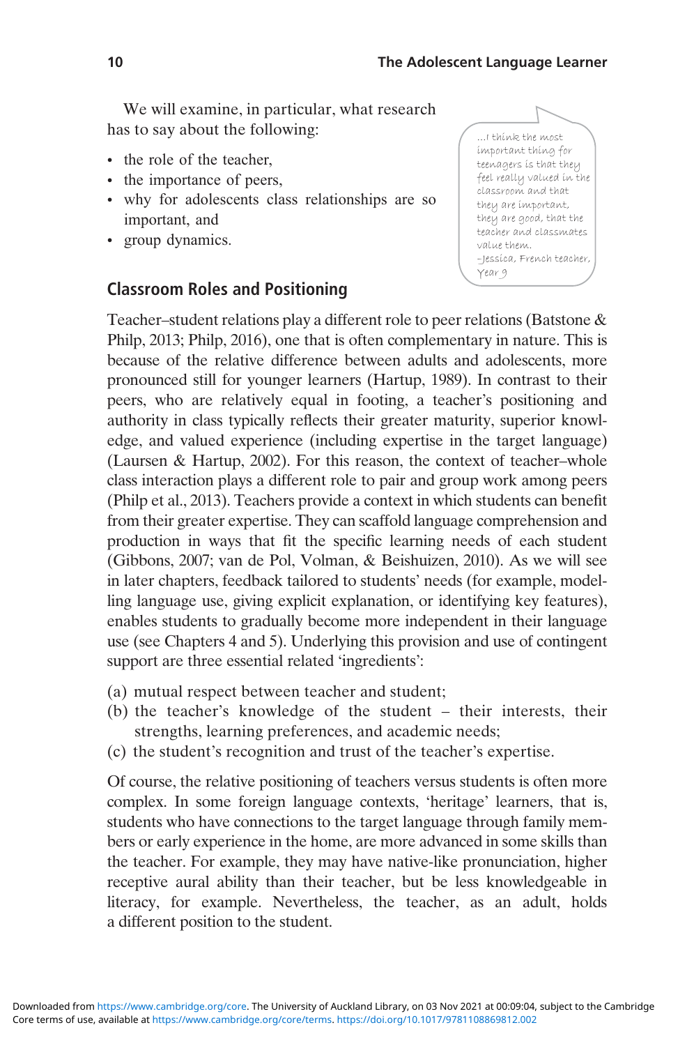We will examine, in particular, what research has to say about the following:

- the role of the teacher,
- the importance of peers,
- why for adolescents class relationships are so important, and
- group dynamics.

> ...I think the most important thing for teenagers is that they feel really valued in the classroom and that they are important, they are good, that the teacher and classmates value them.
> –Jessica, French teacher, Year 9

## Classroom Roles and Positioning

Teacher–student relations play a different role to peer relations (Batstone & Philp, 2013; Philp, 2016), one that is often complementary in nature. This is because of the relative difference between adults and adolescents, more pronounced still for younger learners (Hartup, 1989). In contrast to their peers, who are relatively equal in footing, a teacher's positioning and authority in class typically reflects their greater maturity, superior knowledge, and valued experience (including expertise in the target language) (Laursen & Hartup, 2002). For this reason, the context of teacher–whole class interaction plays a different role to pair and group work among peers (Philp et al., 2013). Teachers provide a context in which students can benefit from their greater expertise. They can scaffold language comprehension and production in ways that fit the specific learning needs of each student (Gibbons, 2007; van de Pol, Volman, & Beishuizen, 2010). As we will see in later chapters, feedback tailored to students' needs (for example, modelling language use, giving explicit explanation, or identifying key features), enables students to gradually become more independent in their language use (see Chapters 4 and 5). Underlying this provision and use of contingent support are three essential related 'ingredients':

(a) mutual respect between teacher and student;
(b) the teacher's knowledge of the student – their interests, their strengths, learning preferences, and academic needs;
(c) the student's recognition and trust of the teacher's expertise.

Of course, the relative positioning of teachers versus students is often more complex. In some foreign language contexts, 'heritage' learners, that is, students who have connections to the target language through family members or early experience in the home, are more advanced in some skills than the teacher. For example, they may have native-like pronunciation, higher receptive aural ability than their teacher, but be less knowledgeable in literacy, for example. Nevertheless, the teacher, as an adult, holds a different position to the student.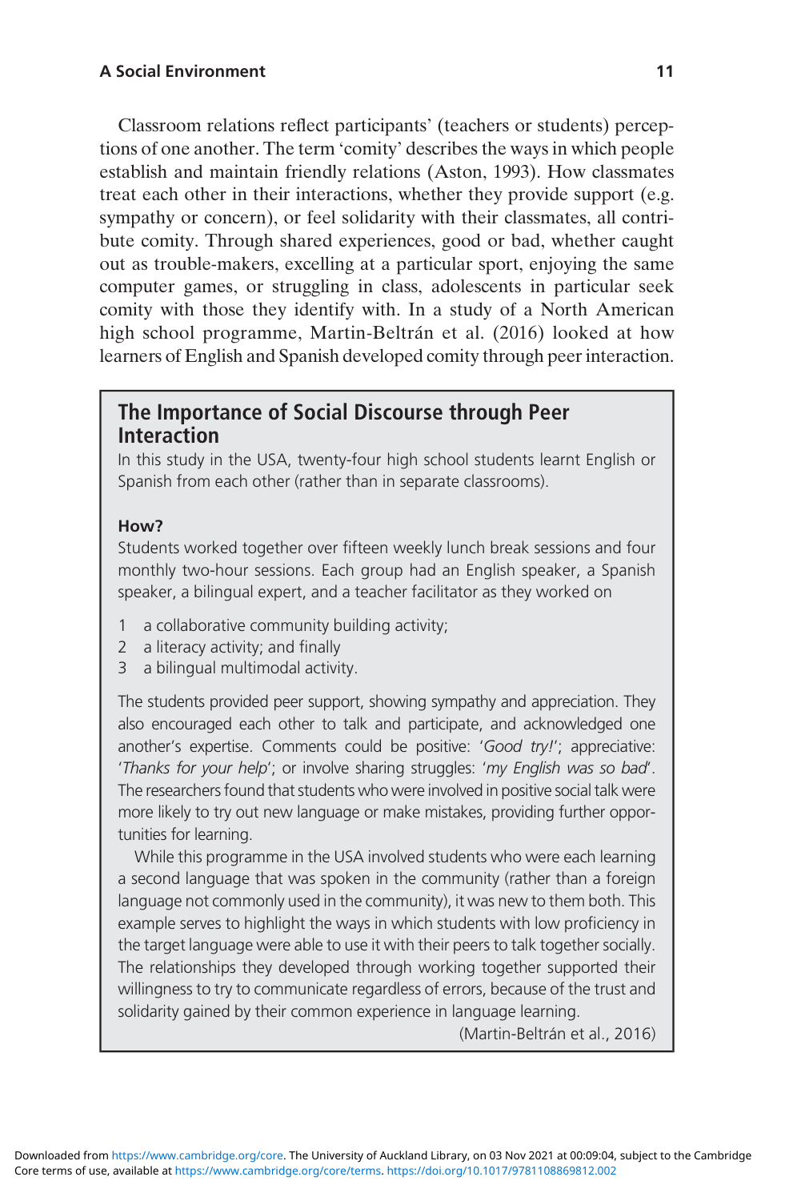Classroom relations reflect participants' (teachers or students) perceptions of one another. The term 'comity' describes the ways in which people establish and maintain friendly relations (Aston, 1993). How classmates treat each other in their interactions, whether they provide support (e.g. sympathy or concern), or feel solidarity with their classmates, all contribute comity. Through shared experiences, good or bad, whether caught out as trouble-makers, excelling at a particular sport, enjoying the same computer games, or struggling in class, adolescents in particular seek comity with those they identify with. In a study of a North American high school programme, Martin-Beltrán et al. (2016) looked at how learners of English and Spanish developed comity through peer interaction.

## The Importance of Social Discourse through Peer Interaction

In this study in the USA, twenty-four high school students learnt English or Spanish from each other (rather than in separate classrooms).

**How?**

Students worked together over fifteen weekly lunch break sessions and four monthly two-hour sessions. Each group had an English speaker, a Spanish speaker, a bilingual expert, and a teacher facilitator as they worked on

1. a collaborative community building activity;
2. a literacy activity; and finally
3. a bilingual multimodal activity.

The students provided peer support, showing sympathy and appreciation. They also encouraged each other to talk and participate, and acknowledged one another's expertise. Comments could be positive: '*Good try!*'; appreciative: '*Thanks for your help*'; or involve sharing struggles: '*my English was so bad*'. The researchers found that students who were involved in positive social talk were more likely to try out new language or make mistakes, providing further opportunities for learning.

While this programme in the USA involved students who were each learning a second language that was spoken in the community (rather than a foreign language not commonly used in the community), it was new to them both. This example serves to highlight the ways in which students with low proficiency in the target language were able to use it with their peers to talk together socially. The relationships they developed through working together supported their willingness to try to communicate regardless of errors, because of the trust and solidarity gained by their common experience in language learning.

(Martin-Beltrán et al., 2016)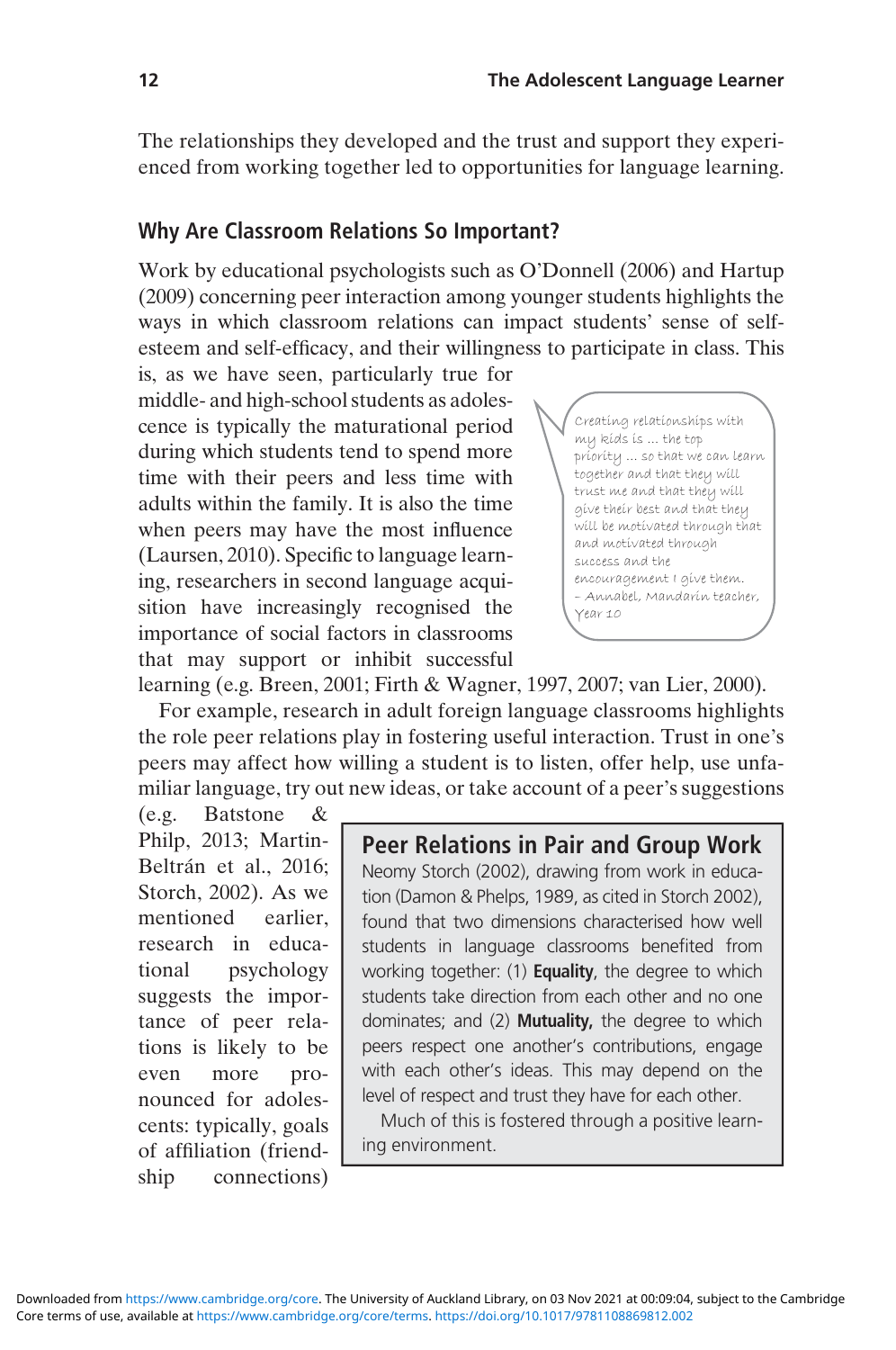The relationships they developed and the trust and support they experienced from working together led to opportunities for language learning.

## Why Are Classroom Relations So Important?

Work by educational psychologists such as O'Donnell (2006) and Hartup (2009) concerning peer interaction among younger students highlights the ways in which classroom relations can impact students' sense of self-esteem and self-efficacy, and their willingness to participate in class. This is, as we have seen, particularly true for middle- and high-school students as adolescence is typically the maturational period during which students tend to spend more time with their peers and less time with adults within the family. It is also the time when peers may have the most influence (Laursen, 2010). Specific to language learning, researchers in second language acquisition have increasingly recognised the importance of social factors in classrooms that may support or inhibit successful learning (e.g. Breen, 2001; Firth & Wagner, 1997, 2007; van Lier, 2000).

> Creating relationships with my kids is … the top priority … so that we can learn together and that they will trust me and that they will give their best and that they will be motivated through that and motivated through success and the encouragement I give them.
> – Annabel, Mandarin teacher, Year 10

For example, research in adult foreign language classrooms highlights the role peer relations play in fostering useful interaction. Trust in one's peers may affect how willing a student is to listen, offer help, use unfamiliar language, try out new ideas, or take account of a peer's suggestions (e.g. Batstone & Philp, 2013; Martin-Beltrán et al., 2016; Storch, 2002). As we mentioned earlier, research in educational psychology suggests the importance of peer relations is likely to be even more pronounced for adolescents: typically, goals of affiliation (friendship connections)

> **Peer Relations in Pair and Group Work**
>
> Neomy Storch (2002), drawing from work in education (Damon & Phelps, 1989, as cited in Storch 2002), found that two dimensions characterised how well students in language classrooms benefited from working together: (1) **Equality**, the degree to which students take direction from each other and no one dominates; and (2) **Mutuality,** the degree to which peers respect one another's contributions, engage with each other's ideas. This may depend on the level of respect and trust they have for each other.
>
> Much of this is fostered through a positive learning environment.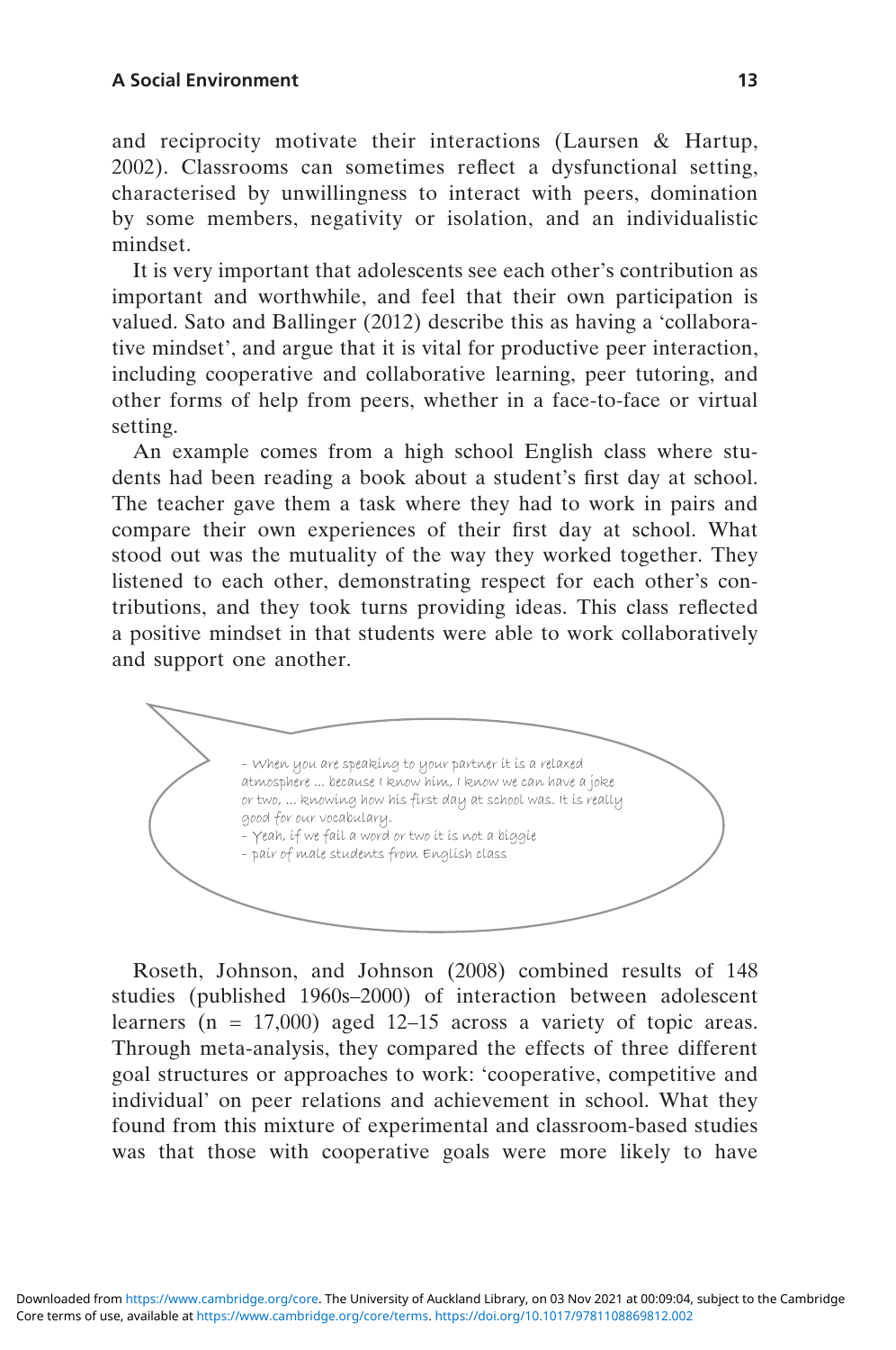and reciprocity motivate their interactions (Laursen & Hartup, 2002). Classrooms can sometimes reflect a dysfunctional setting, characterised by unwillingness to interact with peers, domination by some members, negativity or isolation, and an individualistic mindset.

It is very important that adolescents see each other's contribution as important and worthwhile, and feel that their own participation is valued. Sato and Ballinger (2012) describe this as having a 'collaborative mindset', and argue that it is vital for productive peer interaction, including cooperative and collaborative learning, peer tutoring, and other forms of help from peers, whether in a face-to-face or virtual setting.

An example comes from a high school English class where students had been reading a book about a student's first day at school. The teacher gave them a task where they had to work in pairs and compare their own experiences of their first day at school. What stood out was the mutuality of the way they worked together. They listened to each other, demonstrating respect for each other's contributions, and they took turns providing ideas. This class reflected a positive mindset in that students were able to work collaboratively and support one another.

> – When you are speaking to your partner it is a relaxed atmosphere … because I know him, I know we can have a joke or two, … knowing how his first day at school was. It is really good for our vocabulary.
> – Yeah, if we fail a word or two it is not a biggie
> – pair of male students from English class

Roseth, Johnson, and Johnson (2008) combined results of 148 studies (published 1960s–2000) of interaction between adolescent learners (n = 17,000) aged 12–15 across a variety of topic areas. Through meta-analysis, they compared the effects of three different goal structures or approaches to work: 'cooperative, competitive and individual' on peer relations and achievement in school. What they found from this mixture of experimental and classroom-based studies was that those with cooperative goals were more likely to have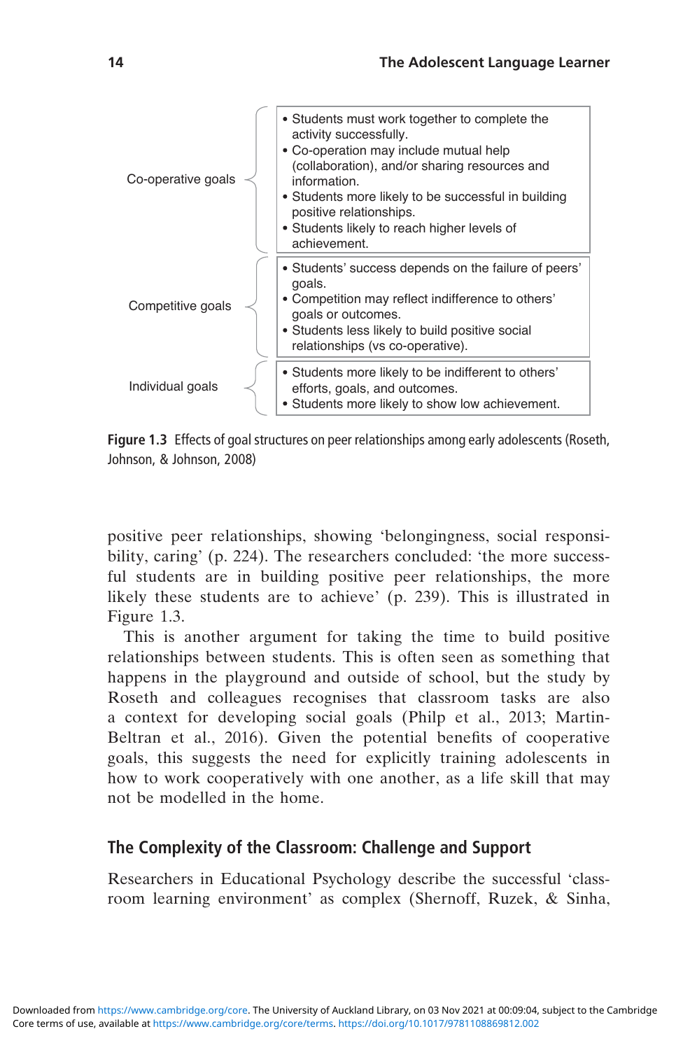| Goal structure | Effects |
|---|---|
| Co-operative goals | • Students must work together to complete the activity successfully.<br>• Co-operation may include mutual help (collaboration), and/or sharing resources and information.<br>• Students more likely to be successful in building positive relationships.<br>• Students likely to reach higher levels of achievement. |
| Competitive goals | • Students' success depends on the failure of peers' goals.<br>• Competition may reflect indifference to others' goals or outcomes.<br>• Students less likely to build positive social relationships (vs co-operative). |
| Individual goals | • Students more likely to be indifferent to others' efforts, goals, and outcomes.<br>• Students more likely to show low achievement. |

**Figure 1.3** Effects of goal structures on peer relationships among early adolescents (Roseth, Johnson, & Johnson, 2008)

positive peer relationships, showing 'belongingness, social responsibility, caring' (p. 224). The researchers concluded: 'the more successful students are in building positive peer relationships, the more likely these students are to achieve' (p. 239). This is illustrated in Figure 1.3.

This is another argument for taking the time to build positive relationships between students. This is often seen as something that happens in the playground and outside of school, but the study by Roseth and colleagues recognises that classroom tasks are also a context for developing social goals (Philp et al., 2013; Martin-Beltran et al., 2016). Given the potential benefits of cooperative goals, this suggests the need for explicitly training adolescents in how to work cooperatively with one another, as a life skill that may not be modelled in the home.

## The Complexity of the Classroom: Challenge and Support

Researchers in Educational Psychology describe the successful 'classroom learning environment' as complex (Shernoff, Ruzek, & Sinha,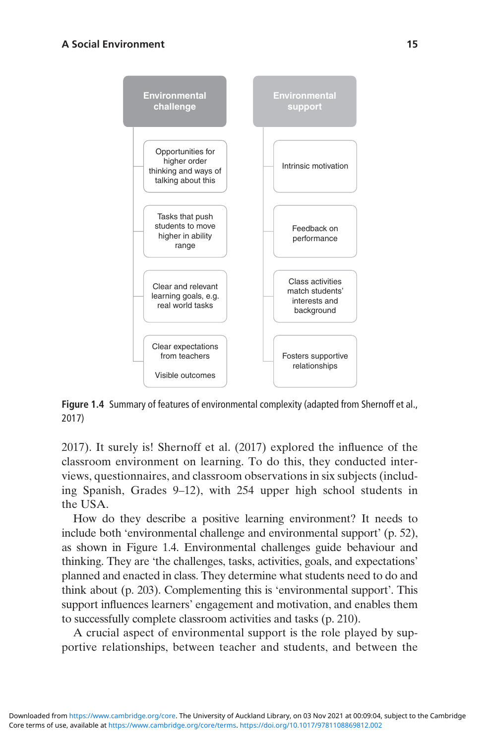| Environmental challenge | Environmental support |
| --- | --- |
| Opportunities for higher order thinking and ways of talking about this | Intrinsic motivation |
| Tasks that push students to move higher in ability range | Feedback on performance |
| Clear and relevant learning goals, e.g. real world tasks | Class activities match students' interests and background |
| Clear expectations from teachers<br><br>Visible outcomes | Fosters supportive relationships |

**Figure 1.4** Summary of features of environmental complexity (adapted from Shernoff et al., 2017)

2017). It surely is! Shernoff et al. (2017) explored the influence of the classroom environment on learning. To do this, they conducted interviews, questionnaires, and classroom observations in six subjects (including Spanish, Grades 9–12), with 254 upper high school students in the USA.

How do they describe a positive learning environment? It needs to include both 'environmental challenge and environmental support' (p. 52), as shown in Figure 1.4. Environmental challenges guide behaviour and thinking. They are 'the challenges, tasks, activities, goals, and expectations' planned and enacted in class. They determine what students need to do and think about (p. 203). Complementing this is 'environmental support'. This support influences learners' engagement and motivation, and enables them to successfully complete classroom activities and tasks (p. 210).

A crucial aspect of environmental support is the role played by supportive relationships, between teacher and students, and between the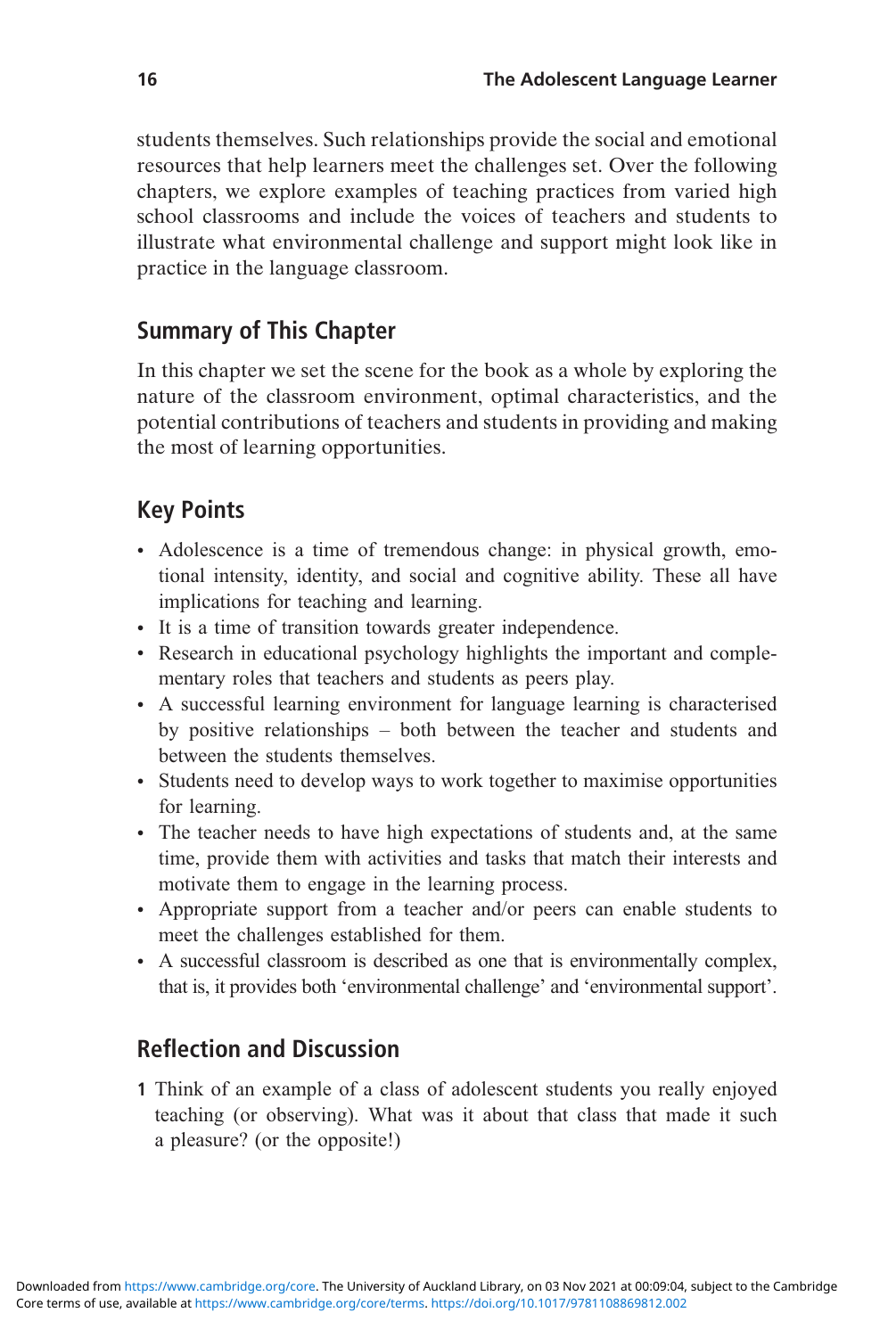students themselves. Such relationships provide the social and emotional resources that help learners meet the challenges set. Over the following chapters, we explore examples of teaching practices from varied high school classrooms and include the voices of teachers and students to illustrate what environmental challenge and support might look like in practice in the language classroom.

## Summary of This Chapter

In this chapter we set the scene for the book as a whole by exploring the nature of the classroom environment, optimal characteristics, and the potential contributions of teachers and students in providing and making the most of learning opportunities.

## Key Points

- Adolescence is a time of tremendous change: in physical growth, emotional intensity, identity, and social and cognitive ability. These all have implications for teaching and learning.
- It is a time of transition towards greater independence.
- Research in educational psychology highlights the important and complementary roles that teachers and students as peers play.
- A successful learning environment for language learning is characterised by positive relationships – both between the teacher and students and between the students themselves.
- Students need to develop ways to work together to maximise opportunities for learning.
- The teacher needs to have high expectations of students and, at the same time, provide them with activities and tasks that match their interests and motivate them to engage in the learning process.
- Appropriate support from a teacher and/or peers can enable students to meet the challenges established for them.
- A successful classroom is described as one that is environmentally complex, that is, it provides both 'environmental challenge' and 'environmental support'.

## Reflection and Discussion

1. Think of an example of a class of adolescent students you really enjoyed teaching (or observing). What was it about that class that made it such a pleasure? (or the opposite!)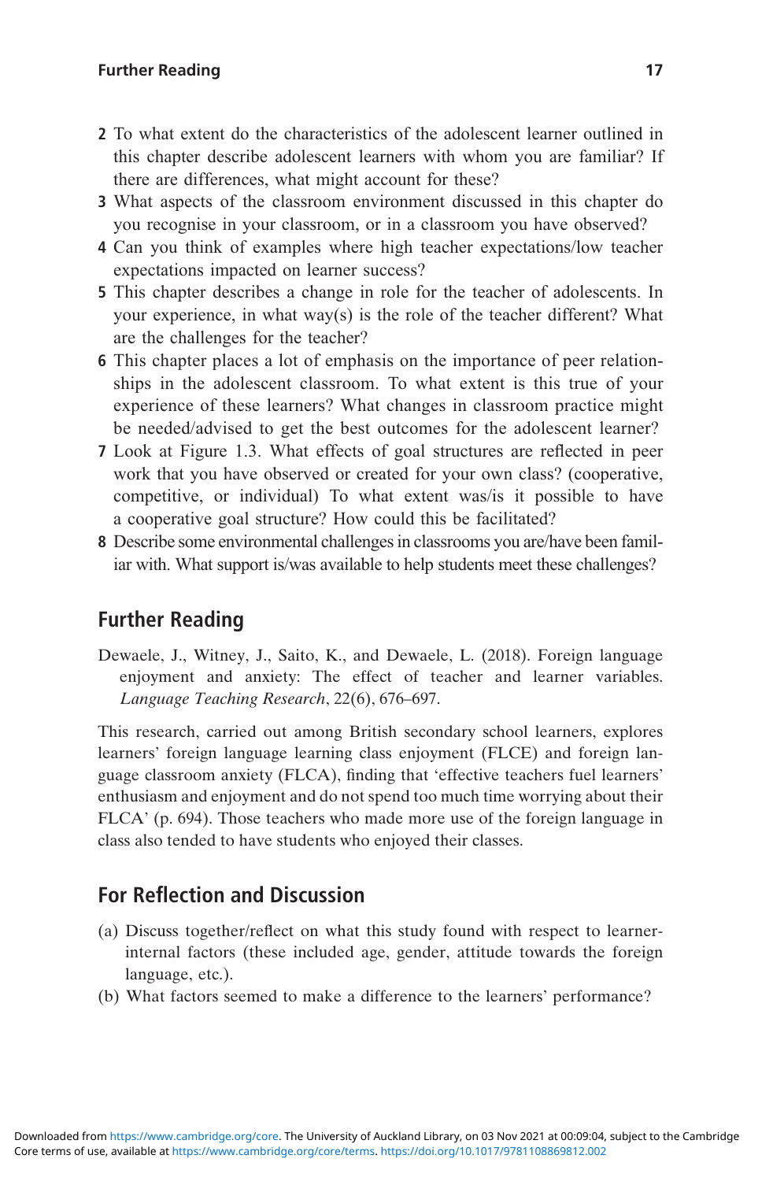2 To what extent do the characteristics of the adolescent learner outlined in this chapter describe adolescent learners with whom you are familiar? If there are differences, what might account for these?
3 What aspects of the classroom environment discussed in this chapter do you recognise in your classroom, or in a classroom you have observed?
4 Can you think of examples where high teacher expectations/low teacher expectations impacted on learner success?
5 This chapter describes a change in role for the teacher of adolescents. In your experience, in what way(s) is the role of the teacher different? What are the challenges for the teacher?
6 This chapter places a lot of emphasis on the importance of peer relationships in the adolescent classroom. To what extent is this true of your experience of these learners? What changes in classroom practice might be needed/advised to get the best outcomes for the adolescent learner?
7 Look at Figure 1.3. What effects of goal structures are reflected in peer work that you have observed or created for your own class? (cooperative, competitive, or individual) To what extent was/is it possible to have a cooperative goal structure? How could this be facilitated?
8 Describe some environmental challenges in classrooms you are/have been familiar with. What support is/was available to help students meet these challenges?

## Further Reading

Dewaele, J., Witney, J., Saito, K., and Dewaele, L. (2018). Foreign language enjoyment and anxiety: The effect of teacher and learner variables. *Language Teaching Research*, 22(6), 676–697.

This research, carried out among British secondary school learners, explores learners' foreign language learning class enjoyment (FLCE) and foreign language classroom anxiety (FLCA), finding that 'effective teachers fuel learners' enthusiasm and enjoyment and do not spend too much time worrying about their FLCA' (p. 694). Those teachers who made more use of the foreign language in class also tended to have students who enjoyed their classes.

## For Reflection and Discussion

(a) Discuss together/reflect on what this study found with respect to learner-internal factors (these included age, gender, attitude towards the foreign language, etc.).
(b) What factors seemed to make a difference to the learners' performance?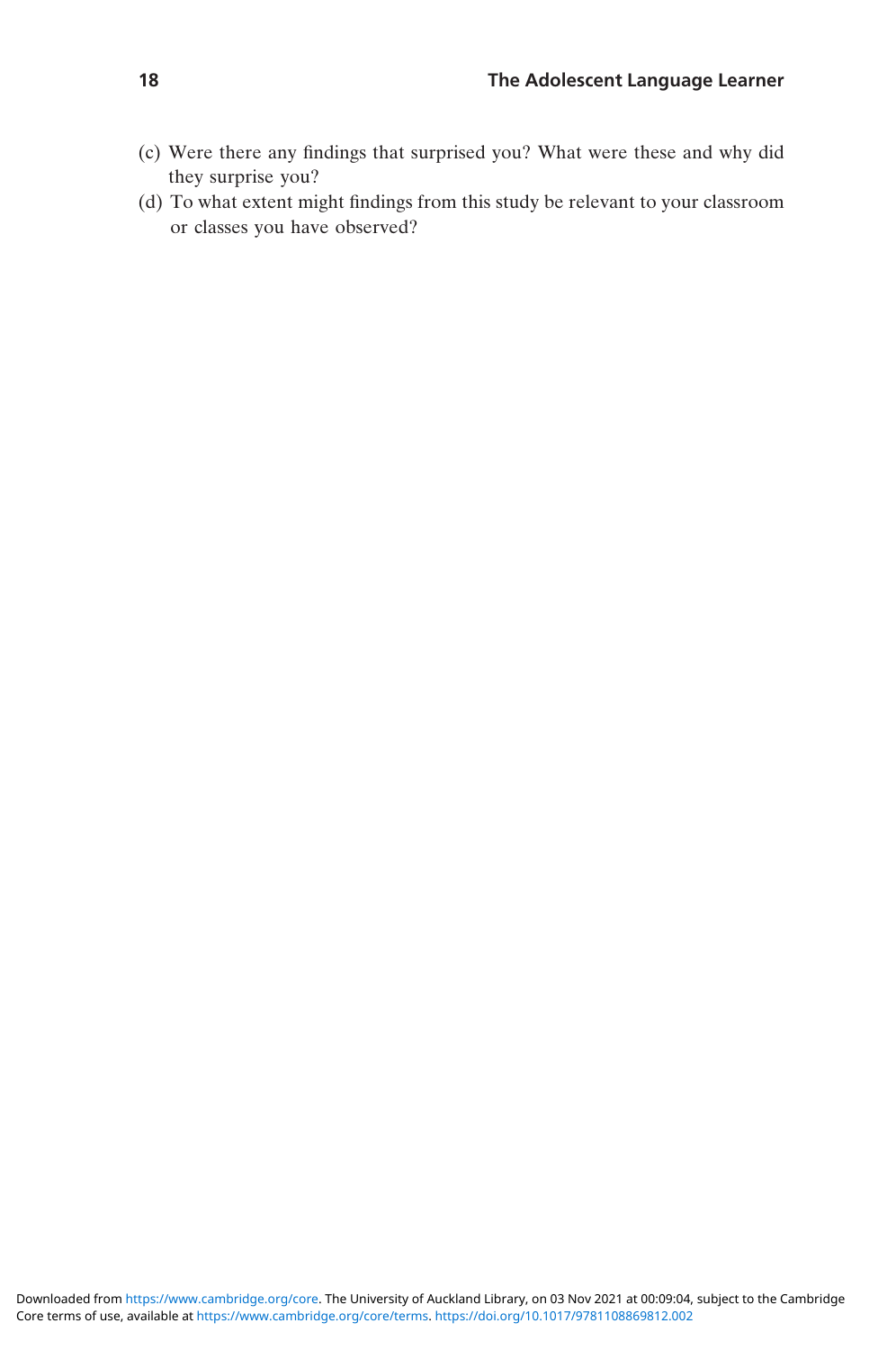(c) Were there any findings that surprised you? What were these and why did they surprise you?

(d) To what extent might findings from this study be relevant to your classroom or classes you have observed?